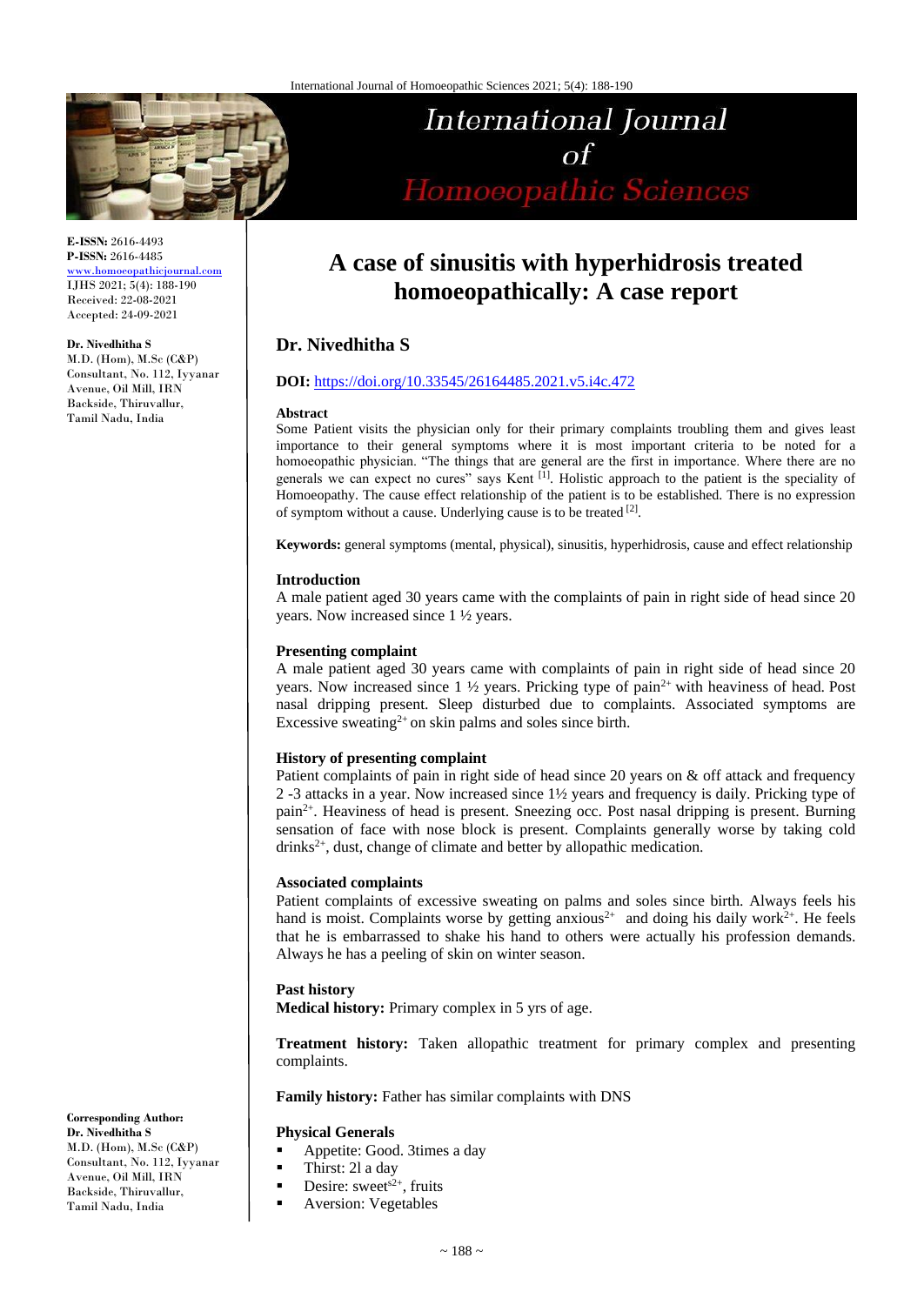# A case of sinusitis with hyperhidrosis treated homoeopathically: A case report

**Dr. Nivedhitha S**

E-ISSN: 2616-4493
P-ISSN: 2616-4485
www.homoeopathicjournal.com
IJHS 2021; 5(4): 188-190
Received: 22-08-2021
Accepted: 24-09-2021

**Dr. Nivedhitha S**
M.D. (Hom), M.Sc (C&P)
Consultant, No. 112, Iyyanar Avenue, Oil Mill, IRN Backside, Thiruvallur, Tamil Nadu, India

**DOI:** https://doi.org/10.33545/26164485.2021.v5.i4c.472

### Abstract

Some Patient visits the physician only for their primary complaints troubling them and gives least importance to their general symptoms where it is most important criteria to be noted for a homoeopathic physician. "The things that are general are the first in importance. Where there are no generals we can expect no cures" says Kent [1]. Holistic approach to the patient is the speciality of Homoeopathy. The cause effect relationship of the patient is to be established. There is no expression of symptom without a cause. Underlying cause is to be treated [2].

**Keywords:** general symptoms (mental, physical), sinusitis, hyperhidrosis, cause and effect relationship

### Introduction

A male patient aged 30 years came with the complaints of pain in right side of head since 20 years. Now increased since 1 ½ years.

### Presenting complaint

A male patient aged 30 years came with complaints of pain in right side of head since 20 years. Now increased since 1 ½ years. Pricking type of pain$^{2+}$ with heaviness of head. Post nasal dripping present. Sleep disturbed due to complaints. Associated symptoms are Excessive sweating$^{2+}$ on skin palms and soles since birth.

### History of presenting complaint

Patient complaints of pain in right side of head since 20 years on & off attack and frequency 2 -3 attacks in a year. Now increased since 1½ years and frequency is daily. Pricking type of pain$^{2+}$. Heaviness of head is present. Sneezing occ. Post nasal dripping is present. Burning sensation of face with nose block is present. Complaints generally worse by taking cold drinks$^{2+}$, dust, change of climate and better by allopathic medication.

### Associated complaints

Patient complaints of excessive sweating on palms and soles since birth. Always feels his hand is moist. Complaints worse by getting anxious$^{2+}$ and doing his daily work$^{2+}$. He feels that he is embarrassed to shake his hand to others were actually his profession demands. Always he has a peeling of skin on winter season.

### Past history

**Medical history:** Primary complex in 5 yrs of age.

**Treatment history:** Taken allopathic treatment for primary complex and presenting complaints.

**Family history:** Father has similar complaints with DNS

### Physical Generals

- Appetite: Good. 3times a day
- Thirst: 2l a day
- Desire: sweet$^{s2+}$, fruits
- Aversion: Vegetables

**Corresponding Author:**
**Dr. Nivedhitha S**
M.D. (Hom), M.Sc (C&P)
Consultant, No. 112, Iyyanar Avenue, Oil Mill, IRN Backside, Thiruvallur, Tamil Nadu, India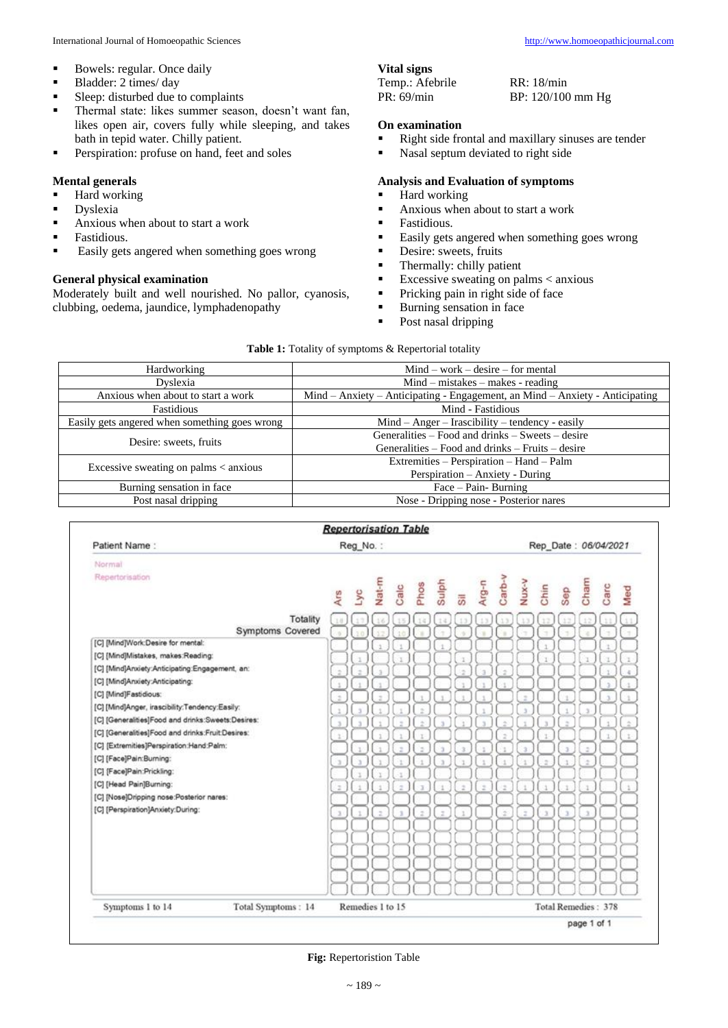- Bowels: regular. Once daily
- Bladder: 2 times/ day
- Sleep: disturbed due to complaints
- Thermal state: likes summer season, doesn't want fan, likes open air, covers fully while sleeping, and takes bath in tepid water. Chilly patient.
- Perspiration: profuse on hand, feet and soles

### Mental generals

- Hard working
- Dyslexia
- Anxious when about to start a work
- Fastidious.
- Easily gets angered when something goes wrong

### General physical examination

Moderately built and well nourished. No pallor, cyanosis, clubbing, oedema, jaundice, lymphadenopathy

### Vital signs

Temp.: Afebrile RR: 18/min
PR: 69/min BP: 120/100 mm Hg

### On examination

- Right side frontal and maxillary sinuses are tender
- Nasal septum deviated to right side

### Analysis and Evaluation of symptoms

- Hard working
- Anxious when about to start a work
- Fastidious.
- Easily gets angered when something goes wrong
- Desire: sweets, fruits
- Thermally: chilly patient
- Excessive sweating on palms < anxious
- Pricking pain in right side of face
- Burning sensation in face
- Post nasal dripping

**Table 1:** Totality of symptoms & Repertorial totality

| Symptom | Rubric |
| --- | --- |
| Hardworking | Mind – work – desire – for mental |
| Dyslexia | Mind – mistakes – makes - reading |
| Anxious when about to start a work | Mind – Anxiety – Anticipating - Engagement, an Mind – Anxiety - Anticipating |
| Fastidious | Mind - Fastidious |
| Easily gets angered when something goes wrong | Mind – Anger – Irascibility – tendency - easily |
| Desire: sweets, fruits | Generalities – Food and drinks – Sweets – desire<br>Generalities – Food and drinks – Fruits – desire |
| Excessive sweating on palms < anxious | Extremities – Perspiration – Hand – Palm<br>Perspiration – Anxiety - During |
| Burning sensation in face | Face – Pain- Burning |
| Post nasal dripping | Nose - Dripping nose - Posterior nares |

**Repertorisation Table**

Patient Name : Reg_No. : Rep_Date : 06/04/2021

Normal Repertorisation

| | Ars | Lyc | Nat-m | Calc | Phos | Sulph | Sil | Arg-n | Carb-v | Nux-v | Chin | Sep | Cham | Carc | Med |
| --- | --- | --- | --- | --- | --- | --- | --- | --- | --- | --- | --- | --- | --- | --- | --- |
| Totality | 18 | 17 | 16 | 15 | 14 | 14 | 13 | 13 | 13 | 13 | 12 | 12 | 12 | 11 | 11 |
| Symptoms Covered | 9 | 10 | 12 | 10 | 8 | 7 | 9 | 8 | 8 | 7 | 9 | 7 | 6 | 7 | 7 |
| [C] [Mind]Work:Desire for mental: | | | 1 | 1 | | 1 | | | | | 1 | | | 1 | |
| [C] [Mind]Mistakes, makes:Reading: | | 1 | | 1 | | | 1 | | | | 1 | | 1 | 1 | 1 |
| [C] [Mind]Anxiety:Anticipating:Engagement, an: | 2 | 2 | 3 | | | | 2 | 3 | 2 | | | | | 1 | 4 |
| [C] [Mind]Anxiety:Anticipating: | 1 | 1 | 1 | | | | 1 | 1 | 1 | | | | | 3 | 1 |
| [C] [Mind]Fastidious: | 2 | | 2 | | 1 | 1 | 1 | 1 | | 2 | | 1 | | 3 | 1 |
| [C] [Mind]Anger, irascibility:Tendency:Easily: | 1 | 3 | 1 | 1 | 2 | | | 1 | | 3 | | 1 | 3 | | |
| [C] [Generalities]Food and drinks:Sweets:Desires: | 3 | 3 | 1 | 2 | 2 | 3 | 1 | 3 | 2 | 1 | 3 | 2 | | 1 | 2 |
| [C] [Generalities]Food and drinks:Fruit:Desires: | 1 | | 1 | 1 | 1 | | | | 2 | | 1 | | | 1 | 1 |
| [C] [Extremities]Perspiration:Hand:Palm: | | 1 | 1 | 2 | 2 | 3 | 3 | 1 | 1 | 3 | | 3 | 2 | | |
| [C] [Face]Pain:Burning: | 3 | 3 | 1 | 1 | 1 | 3 | 1 | 1 | 1 | 1 | 2 | 1 | 2 | | |
| [C] [Face]Pain:Prickling: | | 1 | 1 | 1 | | | | | | | | | | | |
| [C] [Head Pain]Burning: | 2 | 1 | 1 | 2 | 3 | 1 | 2 | 2 | 2 | 1 | 1 | 1 | 1 | | 1 |
| [C] [Nose]Dripping nose:Posterior nares: | | | | | | | | | | | | | | | |
| [C] [Perspiration]Anxiety:During: | 3 | 1 | 2 | 3 | 2 | 2 | 1 | | 2 | 2 | 3 | 3 | 3 | | |

Symptoms 1 to 14 Total Symptoms : 14 Remedies 1 to 15 Total Remedies : 378

page 1 of 1

**Fig:** Repertoristion Table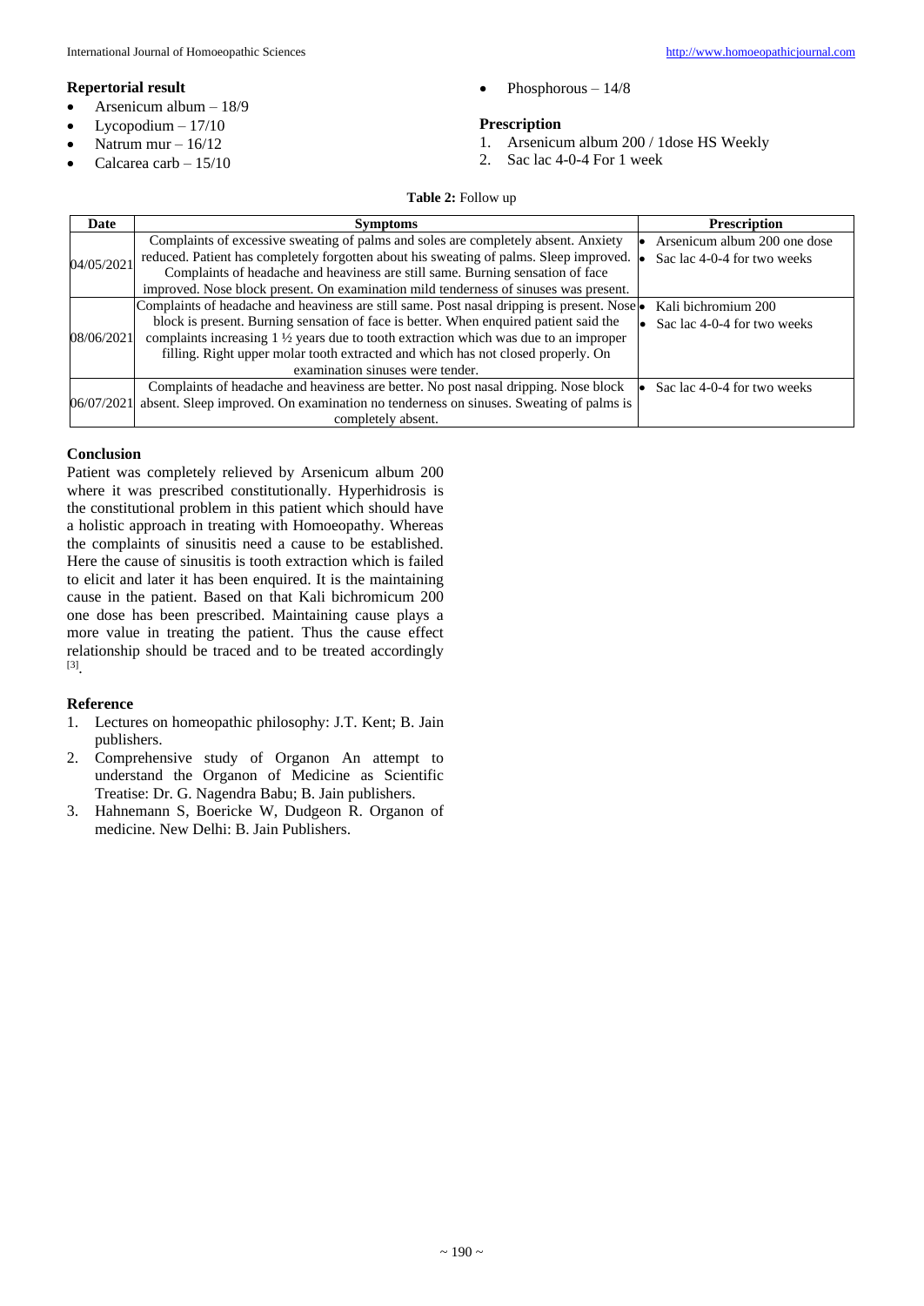### Repertorial result

- Arsenicum album – 18/9
- Lycopodium – 17/10
- Natrum mur – 16/12
- Calcarea carb – 15/10
- Phosphorous – 14/8

### Prescription

1. Arsenicum album 200 / 1dose HS Weekly
2. Sac lac 4-0-4 For 1 week

**Table 2:** Follow up

| Date | Symptoms | Prescription |
|---|---|---|
| 04/05/2021 | Complaints of excessive sweating of palms and soles are completely absent. Anxiety reduced. Patient has completely forgotten about his sweating of palms. Sleep improved. Complaints of headache and heaviness are still same. Burning sensation of face improved. Nose block present. On examination mild tenderness of sinuses was present. | • Arsenicum album 200 one dose<br>• Sac lac 4-0-4 for two weeks |
| 08/06/2021 | Complaints of headache and heaviness are still same. Post nasal dripping is present. Nose block is present. Burning sensation of face is better. When enquired patient said the complaints increasing 1 ½ years due to tooth extraction which was due to an improper filling. Right upper molar tooth extracted and which has not closed properly. On examination sinuses were tender. | • Kali bichromium 200<br>• Sac lac 4-0-4 for two weeks |
| 06/07/2021 | Complaints of headache and heaviness are better. No post nasal dripping. Nose block absent. Sleep improved. On examination no tenderness on sinuses. Sweating of palms is completely absent. | • Sac lac 4-0-4 for two weeks |

### Conclusion

Patient was completely relieved by Arsenicum album 200 where it was prescribed constitutionally. Hyperhidrosis is the constitutional problem in this patient which should have a holistic approach in treating with Homoeopathy. Whereas the complaints of sinusitis need a cause to be established. Here the cause of sinusitis is tooth extraction which is failed to elicit and later it has been enquired. It is the maintaining cause in the patient. Based on that Kali bichromicum 200 one dose has been prescribed. Maintaining cause plays a more value in treating the patient. Thus the cause effect relationship should be traced and to be treated accordingly [3].

### Reference

1. Lectures on homeopathic philosophy: J.T. Kent; B. Jain publishers.
2. Comprehensive study of Organon An attempt to understand the Organon of Medicine as Scientific Treatise: Dr. G. Nagendra Babu; B. Jain publishers.
3. Hahnemann S, Boericke W, Dudgeon R. Organon of medicine. New Delhi: B. Jain Publishers.